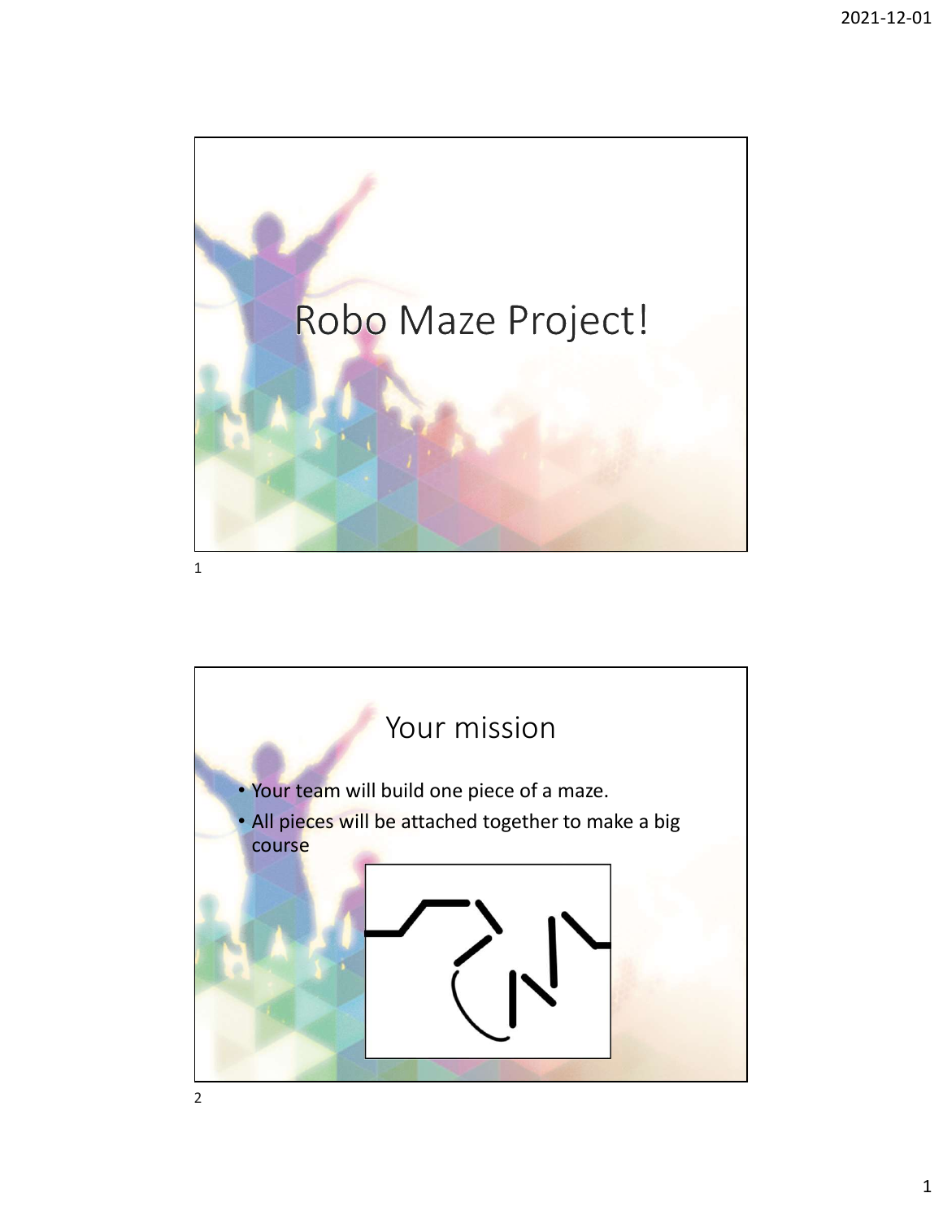# Robo Maze Project!

## Your mission

- Your team will build one piece of a maze.
- All pieces will be attached together to make a big course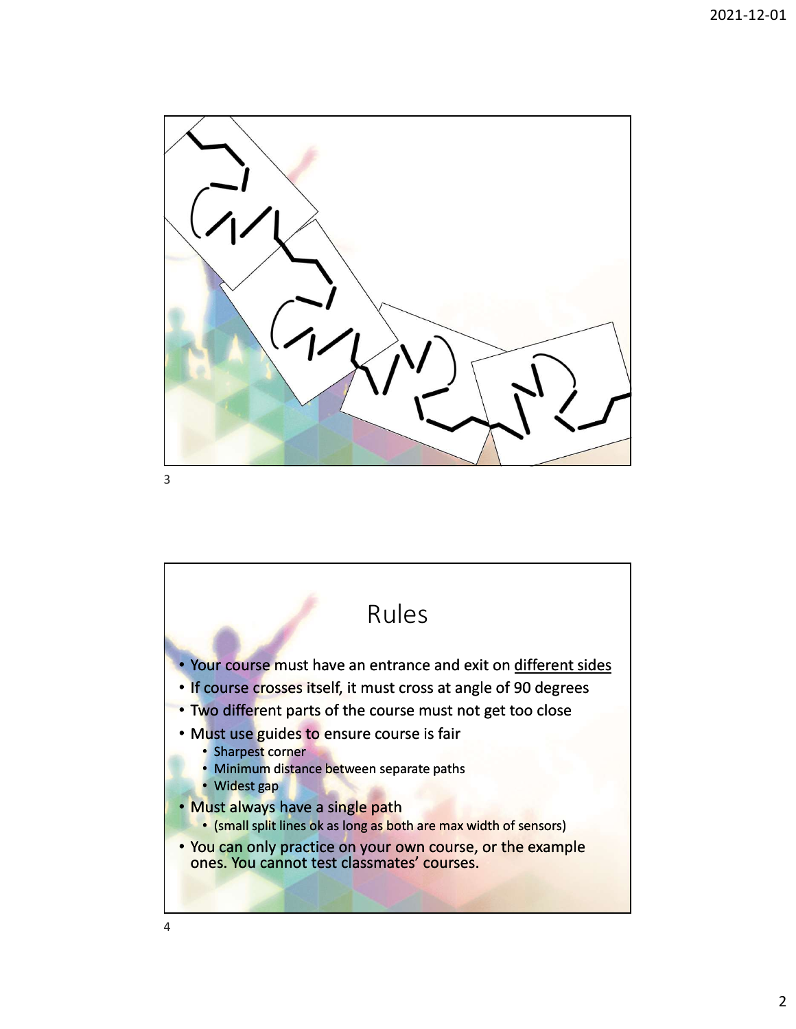# Rules

- Your course must have an entrance and exit on different sides
- If course crosses itself, it must cross at angle of 90 degrees
- Two different parts of the course must not get too close
- Must use guides to ensure course is fair
  - Sharpest corner
  - Minimum distance between separate paths
  - Widest gap
- Must always have a single path
  - (small split lines ok as long as both are max width of sensors)
- You can only practice on your own course, or the example ones. You cannot test classmates' courses.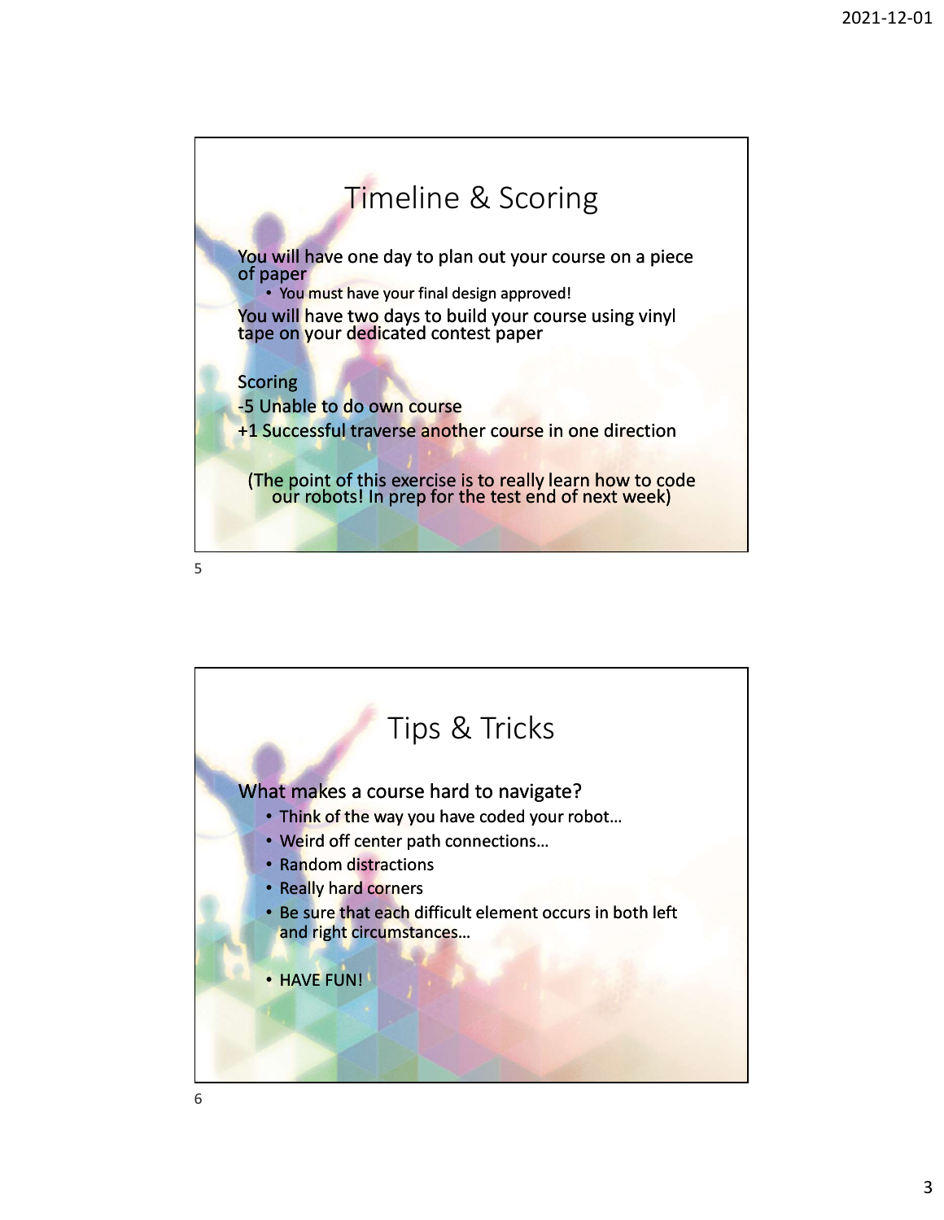## Timeline & Scoring

You will have one day to plan out your course on a piece of paper

- You must have your final design approved!

You will have two days to build your course using vinyl tape on your dedicated contest paper

Scoring

-5 Unable to do own course

+1 Successful traverse another course in one direction

(The point of this exercise is to really learn how to code our robots! In prep for the test end of next week)

## Tips & Tricks

What makes a course hard to navigate?

- Think of the way you have coded your robot…
- Weird off center path connections…
- Random distractions
- Really hard corners
- Be sure that each difficult element occurs in both left and right circumstances…
- HAVE FUN!